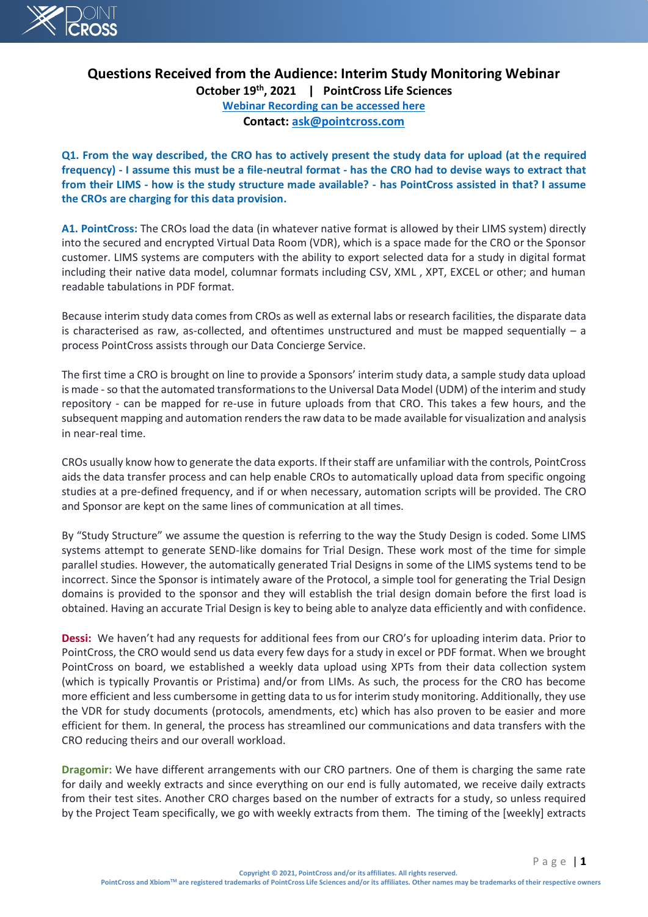# Questions Received from the Audience: Interim Study Monitoring Webinar

**October 19th, 2021 | PointCross Life Sciences**

**Webinar Recording can be accessed here**

**Contact: ask@pointcross.com**

**Q1. From the way described, the CRO has to actively present the study data for upload (at the required frequency) - I assume this must be a file-neutral format - has the CRO had to devise ways to extract that from their LIMS - how is the study structure made available? - has PointCross assisted in that? I assume the CROs are charging for this data provision.**

**A1. PointCross:** The CROs load the data (in whatever native format is allowed by their LIMS system) directly into the secured and encrypted Virtual Data Room (VDR), which is a space made for the CRO or the Sponsor customer. LIMS systems are computers with the ability to export selected data for a study in digital format including their native data model, columnar formats including CSV, XML , XPT, EXCEL or other; and human readable tabulations in PDF format.

Because interim study data comes from CROs as well as external labs or research facilities, the disparate data is characterised as raw, as-collected, and oftentimes unstructured and must be mapped sequentially – a process PointCross assists through our Data Concierge Service.

The first time a CRO is brought on line to provide a Sponsors' interim study data, a sample study data upload is made - so that the automated transformations to the Universal Data Model (UDM) of the interim and study repository - can be mapped for re-use in future uploads from that CRO. This takes a few hours, and the subsequent mapping and automation renders the raw data to be made available for visualization and analysis in near-real time.

CROs usually know how to generate the data exports. If their staff are unfamiliar with the controls, PointCross aids the data transfer process and can help enable CROs to automatically upload data from specific ongoing studies at a pre-defined frequency, and if or when necessary, automation scripts will be provided. The CRO and Sponsor are kept on the same lines of communication at all times.

By "Study Structure" we assume the question is referring to the way the Study Design is coded. Some LIMS systems attempt to generate SEND-like domains for Trial Design. These work most of the time for simple parallel studies. However, the automatically generated Trial Designs in some of the LIMS systems tend to be incorrect. Since the Sponsor is intimately aware of the Protocol, a simple tool for generating the Trial Design domains is provided to the sponsor and they will establish the trial design domain before the first load is obtained. Having an accurate Trial Design is key to being able to analyze data efficiently and with confidence.

**Dessi:** We haven't had any requests for additional fees from our CRO's for uploading interim data. Prior to PointCross, the CRO would send us data every few days for a study in excel or PDF format. When we brought PointCross on board, we established a weekly data upload using XPTs from their data collection system (which is typically Provantis or Pristima) and/or from LIMs. As such, the process for the CRO has become more efficient and less cumbersome in getting data to us for interim study monitoring. Additionally, they use the VDR for study documents (protocols, amendments, etc) which has also proven to be easier and more efficient for them. In general, the process has streamlined our communications and data transfers with the CRO reducing theirs and our overall workload.

**Dragomir:** We have different arrangements with our CRO partners. One of them is charging the same rate for daily and weekly extracts and since everything on our end is fully automated, we receive daily extracts from their test sites. Another CRO charges based on the number of extracts for a study, so unless required by the Project Team specifically, we go with weekly extracts from them. The timing of the [weekly] extracts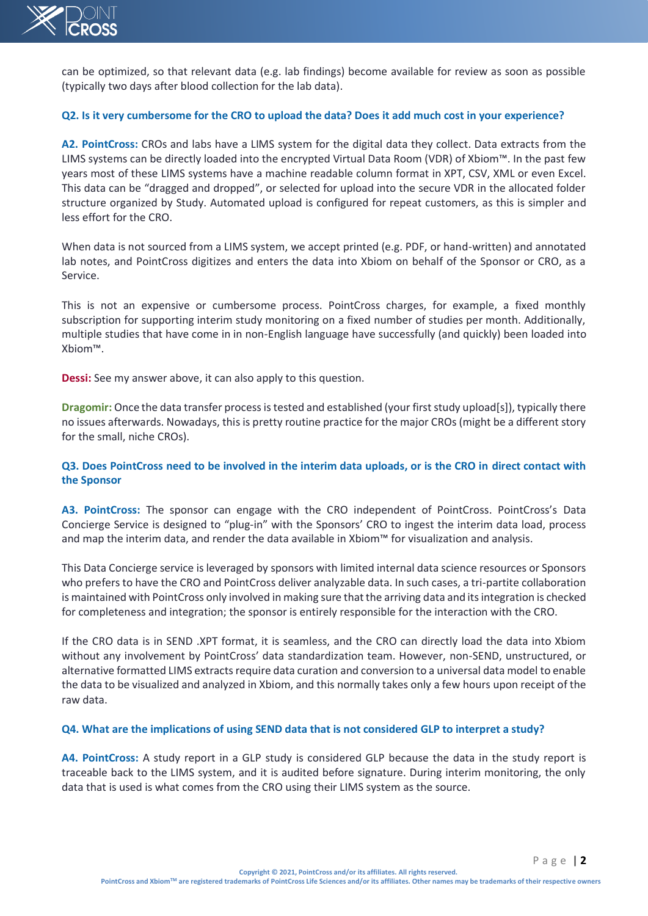can be optimized, so that relevant data (e.g. lab findings) become available for review as soon as possible (typically two days after blood collection for the lab data).

**Q2. Is it very cumbersome for the CRO to upload the data? Does it add much cost in your experience?**

**A2. PointCross:** CROs and labs have a LIMS system for the digital data they collect. Data extracts from the LIMS systems can be directly loaded into the encrypted Virtual Data Room (VDR) of Xbiom™. In the past few years most of these LIMS systems have a machine readable column format in XPT, CSV, XML or even Excel. This data can be "dragged and dropped", or selected for upload into the secure VDR in the allocated folder structure organized by Study. Automated upload is configured for repeat customers, as this is simpler and less effort for the CRO.

When data is not sourced from a LIMS system, we accept printed (e.g. PDF, or hand-written) and annotated lab notes, and PointCross digitizes and enters the data into Xbiom on behalf of the Sponsor or CRO, as a Service.

This is not an expensive or cumbersome process. PointCross charges, for example, a fixed monthly subscription for supporting interim study monitoring on a fixed number of studies per month. Additionally, multiple studies that have come in in non-English language have successfully (and quickly) been loaded into Xbiom™.

**Dessi:** See my answer above, it can also apply to this question.

**Dragomir:** Once the data transfer process is tested and established (your first study upload[s]), typically there no issues afterwards. Nowadays, this is pretty routine practice for the major CROs (might be a different story for the small, niche CROs).

**Q3. Does PointCross need to be involved in the interim data uploads, or is the CRO in direct contact with the Sponsor**

**A3. PointCross:** The sponsor can engage with the CRO independent of PointCross. PointCross's Data Concierge Service is designed to "plug-in" with the Sponsors' CRO to ingest the interim data load, process and map the interim data, and render the data available in Xbiom™ for visualization and analysis.

This Data Concierge service is leveraged by sponsors with limited internal data science resources or Sponsors who prefers to have the CRO and PointCross deliver analyzable data. In such cases, a tri-partite collaboration is maintained with PointCross only involved in making sure that the arriving data and its integration is checked for completeness and integration; the sponsor is entirely responsible for the interaction with the CRO.

If the CRO data is in SEND .XPT format, it is seamless, and the CRO can directly load the data into Xbiom without any involvement by PointCross' data standardization team. However, non-SEND, unstructured, or alternative formatted LIMS extracts require data curation and conversion to a universal data model to enable the data to be visualized and analyzed in Xbiom, and this normally takes only a few hours upon receipt of the raw data.

**Q4. What are the implications of using SEND data that is not considered GLP to interpret a study?**

**A4. PointCross:** A study report in a GLP study is considered GLP because the data in the study report is traceable back to the LIMS system, and it is audited before signature. During interim monitoring, the only data that is used is what comes from the CRO using their LIMS system as the source.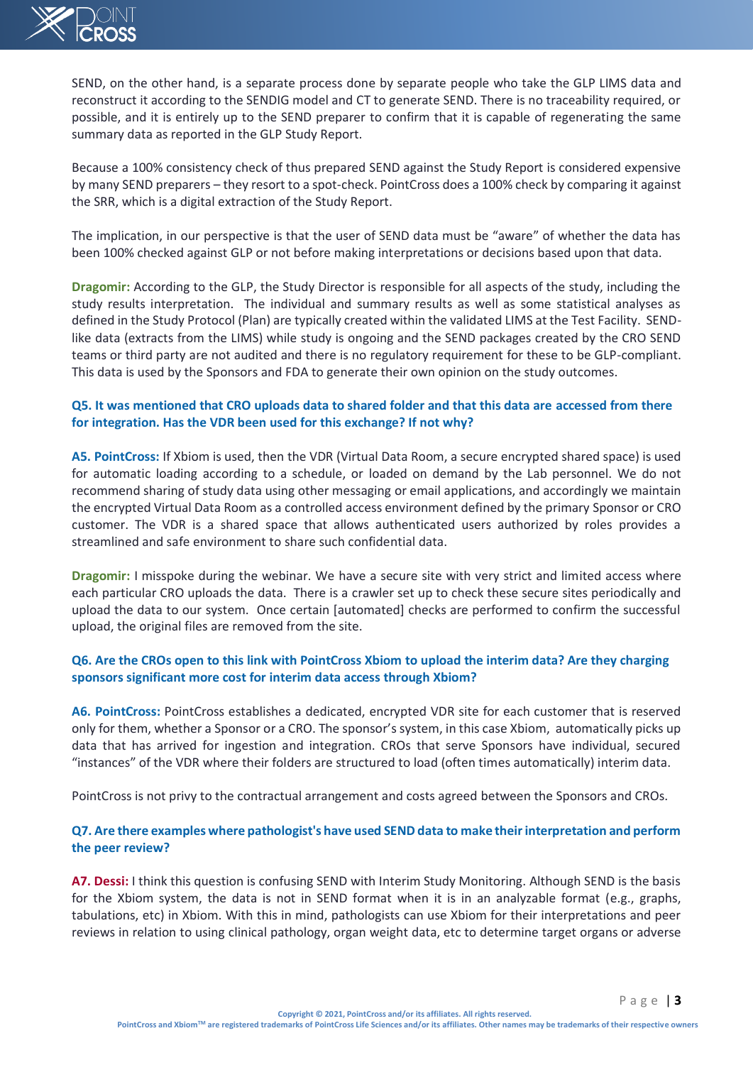SEND, on the other hand, is a separate process done by separate people who take the GLP LIMS data and reconstruct it according to the SENDIG model and CT to generate SEND. There is no traceability required, or possible, and it is entirely up to the SEND preparer to confirm that it is capable of regenerating the same summary data as reported in the GLP Study Report.

Because a 100% consistency check of thus prepared SEND against the Study Report is considered expensive by many SEND preparers – they resort to a spot-check. PointCross does a 100% check by comparing it against the SRR, which is a digital extraction of the Study Report.

The implication, in our perspective is that the user of SEND data must be "aware" of whether the data has been 100% checked against GLP or not before making interpretations or decisions based upon that data.

**Dragomir:** According to the GLP, the Study Director is responsible for all aspects of the study, including the study results interpretation. The individual and summary results as well as some statistical analyses as defined in the Study Protocol (Plan) are typically created within the validated LIMS at the Test Facility. SEND-like data (extracts from the LIMS) while study is ongoing and the SEND packages created by the CRO SEND teams or third party are not audited and there is no regulatory requirement for these to be GLP-compliant. This data is used by the Sponsors and FDA to generate their own opinion on the study outcomes.

**Q5. It was mentioned that CRO uploads data to shared folder and that this data are accessed from there for integration. Has the VDR been used for this exchange? If not why?**

**A5. PointCross:** If Xbiom is used, then the VDR (Virtual Data Room, a secure encrypted shared space) is used for automatic loading according to a schedule, or loaded on demand by the Lab personnel. We do not recommend sharing of study data using other messaging or email applications, and accordingly we maintain the encrypted Virtual Data Room as a controlled access environment defined by the primary Sponsor or CRO customer. The VDR is a shared space that allows authenticated users authorized by roles provides a streamlined and safe environment to share such confidential data.

**Dragomir:** I misspoke during the webinar. We have a secure site with very strict and limited access where each particular CRO uploads the data. There is a crawler set up to check these secure sites periodically and upload the data to our system. Once certain [automated] checks are performed to confirm the successful upload, the original files are removed from the site.

**Q6. Are the CROs open to this link with PointCross Xbiom to upload the interim data? Are they charging sponsors significant more cost for interim data access through Xbiom?**

**A6. PointCross:** PointCross establishes a dedicated, encrypted VDR site for each customer that is reserved only for them, whether a Sponsor or a CRO. The sponsor's system, in this case Xbiom, automatically picks up data that has arrived for ingestion and integration. CROs that serve Sponsors have individual, secured "instances" of the VDR where their folders are structured to load (often times automatically) interim data.

PointCross is not privy to the contractual arrangement and costs agreed between the Sponsors and CROs.

**Q7. Are there examples where pathologist's have used SEND data to make their interpretation and perform the peer review?**

**A7. Dessi:** I think this question is confusing SEND with Interim Study Monitoring. Although SEND is the basis for the Xbiom system, the data is not in SEND format when it is in an analyzable format (e.g., graphs, tabulations, etc) in Xbiom. With this in mind, pathologists can use Xbiom for their interpretations and peer reviews in relation to using clinical pathology, organ weight data, etc to determine target organs or adverse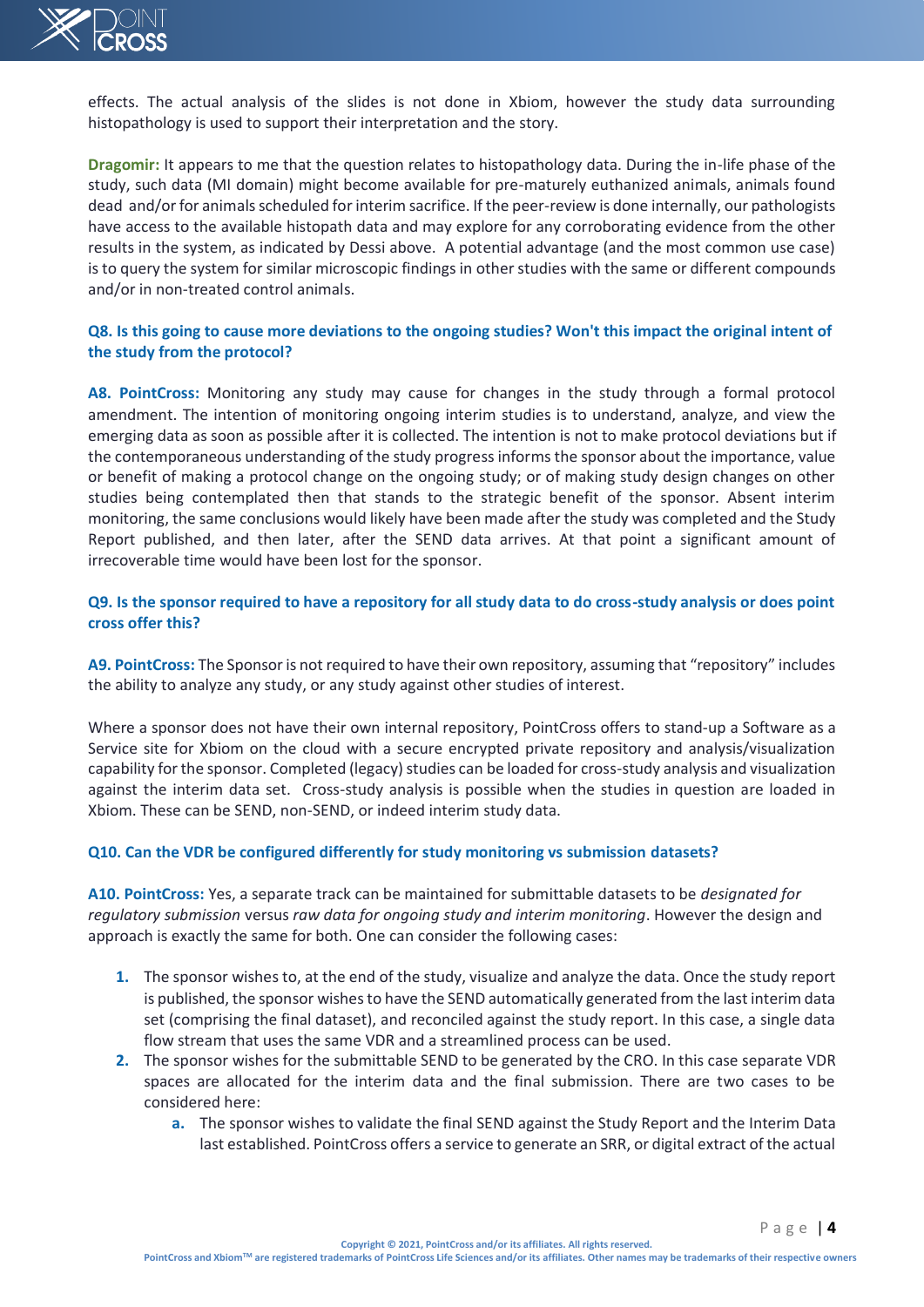effects. The actual analysis of the slides is not done in Xbiom, however the study data surrounding histopathology is used to support their interpretation and the story.

**Dragomir:** It appears to me that the question relates to histopathology data. During the in-life phase of the study, such data (MI domain) might become available for pre-maturely euthanized animals, animals found dead and/or for animals scheduled for interim sacrifice. If the peer-review is done internally, our pathologists have access to the available histopath data and may explore for any corroborating evidence from the other results in the system, as indicated by Dessi above. A potential advantage (and the most common use case) is to query the system for similar microscopic findings in other studies with the same or different compounds and/or in non-treated control animals.

**Q8. Is this going to cause more deviations to the ongoing studies? Won't this impact the original intent of the study from the protocol?**

**A8. PointCross:** Monitoring any study may cause for changes in the study through a formal protocol amendment. The intention of monitoring ongoing interim studies is to understand, analyze, and view the emerging data as soon as possible after it is collected. The intention is not to make protocol deviations but if the contemporaneous understanding of the study progress informs the sponsor about the importance, value or benefit of making a protocol change on the ongoing study; or of making study design changes on other studies being contemplated then that stands to the strategic benefit of the sponsor. Absent interim monitoring, the same conclusions would likely have been made after the study was completed and the Study Report published, and then later, after the SEND data arrives. At that point a significant amount of irrecoverable time would have been lost for the sponsor.

**Q9. Is the sponsor required to have a repository for all study data to do cross-study analysis or does point cross offer this?**

**A9. PointCross:** The Sponsor is not required to have their own repository, assuming that "repository" includes the ability to analyze any study, or any study against other studies of interest.

Where a sponsor does not have their own internal repository, PointCross offers to stand-up a Software as a Service site for Xbiom on the cloud with a secure encrypted private repository and analysis/visualization capability for the sponsor. Completed (legacy) studies can be loaded for cross-study analysis and visualization against the interim data set. Cross-study analysis is possible when the studies in question are loaded in Xbiom. These can be SEND, non-SEND, or indeed interim study data.

**Q10. Can the VDR be configured differently for study monitoring vs submission datasets?**

**A10. PointCross:** Yes, a separate track can be maintained for submittable datasets to be *designated for regulatory submission* versus *raw data for ongoing study and interim monitoring*. However the design and approach is exactly the same for both. One can consider the following cases:

1. The sponsor wishes to, at the end of the study, visualize and analyze the data. Once the study report is published, the sponsor wishes to have the SEND automatically generated from the last interim data set (comprising the final dataset), and reconciled against the study report. In this case, a single data flow stream that uses the same VDR and a streamlined process can be used.
2. The sponsor wishes for the submittable SEND to be generated by the CRO. In this case separate VDR spaces are allocated for the interim data and the final submission. There are two cases to be considered here:
   a. The sponsor wishes to validate the final SEND against the Study Report and the Interim Data last established. PointCross offers a service to generate an SRR, or digital extract of the actual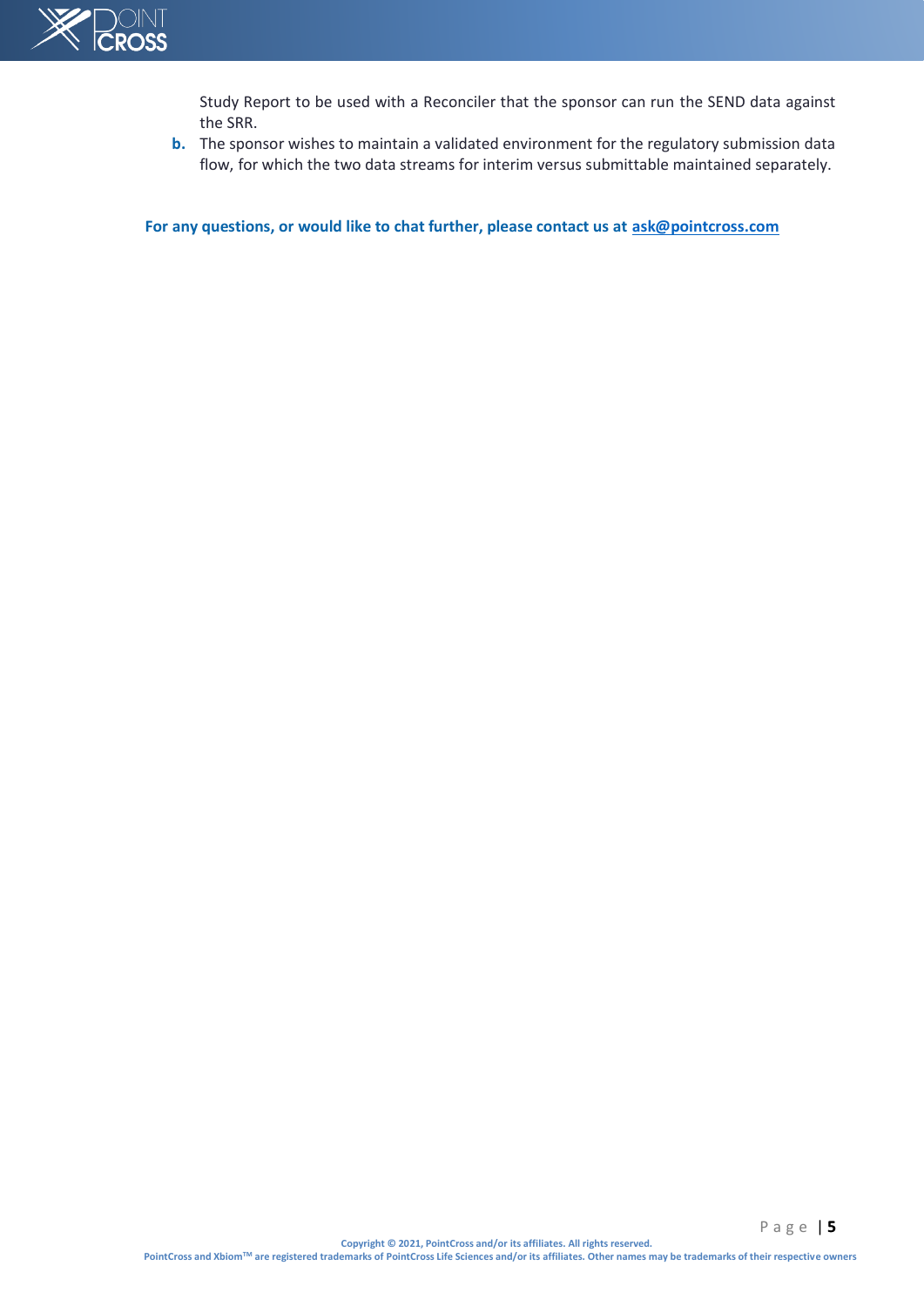Study Report to be used with a Reconciler that the sponsor can run the SEND data against the SRR.

**b.** The sponsor wishes to maintain a validated environment for the regulatory submission data flow, for which the two data streams for interim versus submittable maintained separately.

**For any questions, or would like to chat further, please contact us at [ask@pointcross.com](mailto:ask@pointcross.com)**